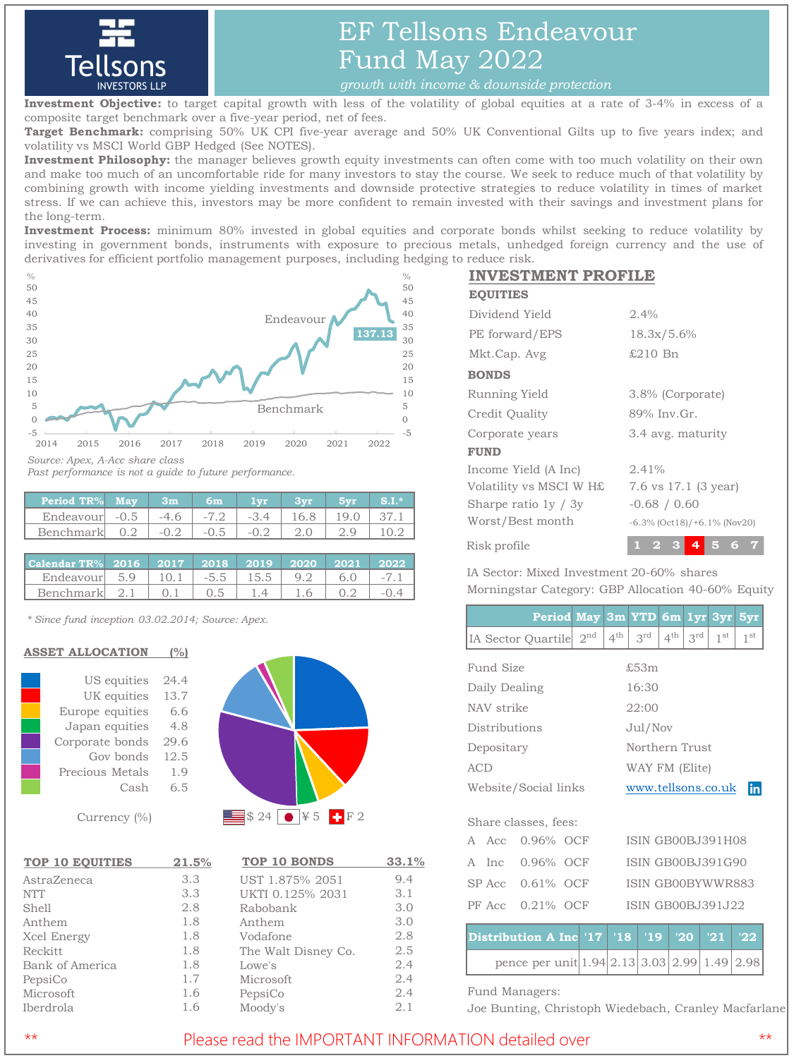# EF Tellsons Endeavour Fund May 2022

*growth with income & downside protection*

**Investment Objective:** to target capital growth with less of the volatility of global equities at a rate of 3-4% in excess of a composite target benchmark over a five-year period, net of fees.

**Target Benchmark:** comprising 50% UK CPI five-year average and 50% UK Conventional Gilts up to five years index; and volatility vs MSCI World GBP Hedged (See NOTES).

**Investment Philosophy:** the manager believes growth equity investments can often come with too much volatility on their own and make too much of an uncomfortable ride for many investors to stay the course. We seek to reduce much of that volatility by combining growth with income yielding investments and downside protective strategies to reduce volatility in times of market stress. If we can achieve this, investors may be more confident to remain invested with their savings and investment plans for the long-term.

**Investment Process:** minimum 80% invested in global equities and corporate bonds whilst seeking to reduce volatility by investing in government bonds, instruments with exposure to precious metals, unhedged foreign currency and the use of derivatives for efficient portfolio management purposes, including hedging to reduce risk.

Endeavour 137.13 | Benchmark

*Source: Apex, A-Acc share class*
*Past performance is not a guide to future performance.*

| Period TR% | May | 3m | 6m | 1yr | 3yr | 5yr | S.I.* |
|---|---|---|---|---|---|---|---|
| Endeavour | -0.5 | -4.6 | -7.2 | -3.4 | 16.8 | 19.0 | 37.1 |
| Benchmark | 0.2 | -0.2 | -0.5 | -0.2 | 2.0 | 2.9 | 10.2 |

| Calendar TR% | 2016 | 2017 | 2018 | 2019 | 2020 | 2021 | 2022 |
|---|---|---|---|---|---|---|---|
| Endeavour | 5.9 | 10.1 | -5.5 | 15.5 | 9.2 | 6.0 | -7.1 |
| Benchmark | 2.1 | 0.1 | 0.5 | 1.4 | 1.6 | 0.2 | -0.4 |

*\* Since fund inception 03.02.2014; Source: Apex.*

## ASSET ALLOCATION (%)

| Asset | % |
|---|---|
| US equities | 24.4 |
| UK equities | 13.7 |
| Europe equities | 6.6 |
| Japan equities | 4.8 |
| Corporate bonds | 29.6 |
| Gov bonds | 12.5 |
| Precious Metals | 1.9 |
| Cash | 6.5 |

Currency (%) $ 24 ¥ 5 F 2

| TOP 10 EQUITIES | 21.5% |
|---|---|
| AstraZeneca | 3.3 |
| NTT | 3.3 |
| Shell | 2.8 |
| Anthem | 1.8 |
| Xcel Energy | 1.8 |
| Reckitt | 1.8 |
| Bank of America | 1.8 |
| PepsiCo | 1.7 |
| Microsoft | 1.6 |
| Iberdrola | 1.6 |

| TOP 10 BONDS | 33.1% |
|---|---|
| UST 1.875% 2051 | 9.4 |
| UKTI 0.125% 2031 | 3.1 |
| Rabobank | 3.0 |
| Anthem | 3.0 |
| Vodafone | 2.8 |
| The Walt Disney Co. | 2.5 |
| Lowe's | 2.4 |
| Microsoft | 2.4 |
| PepsiCo | 2.4 |
| Moody's | 2.1 |

## INVESTMENT PROFILE

**EQUITIES**

| | |
|---|---|
| Dividend Yield | 2.4% |
| PE forward/EPS | 18.3x/5.6% |
| Mkt.Cap. Avg | £210 Bn |

**BONDS**

| | |
|---|---|
| Running Yield | 3.8% (Corporate) |
| Credit Quality | 89% Inv.Gr. |
| Corporate years | 3.4 avg. maturity |

**FUND**

| | |
|---|---|
| Income Yield (A Inc) | 2.41% |
| Volatility vs MSCI W H£ | 7.6 vs 17.1 (3 year) |
| Sharpe ratio 1y / 3y | -0.68 / 0.60 |
| Worst/Best month | -6.3% (Oct18)/+6.1% (Nov20) |

Risk profile: 1 2 3 **4** 5 6 7

IA Sector: Mixed Investment 20-60% shares
Morningstar Category: GBP Allocation 40-60% Equity

| Period | May | 3m | YTD | 6m | 1yr | 3yr | 5yr |
|---|---|---|---|---|---|---|---|
| IA Sector Quartile | 2nd | 4th | 3rd | 4th | 3rd | 1st | 1st |

| | |
|---|---|
| Fund Size | £53m |
| Daily Dealing | 16:30 |
| NAV strike | 22:00 |
| Distributions | Jul/Nov |
| Depositary | Northern Trust |
| ACD | WAY FM (Elite) |
| Website/Social links | www.tellsons.co.uk |

Share classes, fees:

| Class | OCF | ISIN |
|---|---|---|
| A Acc | 0.96% OCF | ISIN GB00BJ391H08 |
| A Inc | 0.96% OCF | ISIN GB00BJ391G90 |
| SP Acc | 0.61% OCF | ISIN GB00BYWWR883 |
| PF Acc | 0.21% OCF | ISIN GB00BJ391J22 |

| Distribution A Inc | '17 | '18 | '19 | '20 | '21 | '22 |
|---|---|---|---|---|---|---|
| pence per unit | 1.94 | 2.13 | 3.03 | 2.99 | 1.49 | 2.98 |

Fund Managers:
Joe Bunting, Christoph Wiedebach, Cranley Macfarlane

\*\* Please read the IMPORTANT INFORMATION detailed over \*\*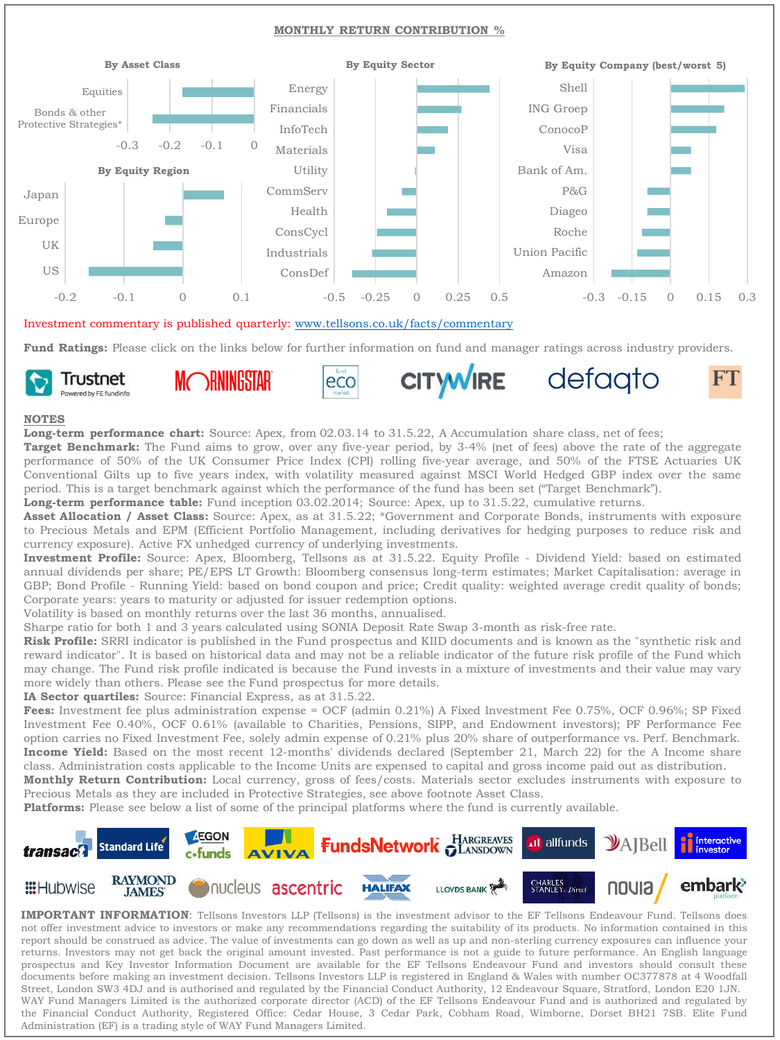## MONTHLY RETURN CONTRIBUTION %

**By Asset Class**

Equities

Bonds & other Protective Strategies*

-0.3 -0.2 -0.1 0

**By Equity Region**

Japan

Europe

UK

US

-0.2 -0.1 0 0.1

**By Equity Sector**

Energy

Financials

InfoTech

Materials

Utility

CommServ

Health

ConsCycl

Industrials

ConsDef

-0.5 -0.25 0 0.25 0.5

**By Equity Company (best/worst 5)**

Shell

ING Groep

ConocoP

Visa

Bank of Am.

P&G

Diageo

Roche

Union Pacific

Amazon

-0.3 -0.15 0 0.15 0.3

Investment commentary is published quarterly: www.tellsons.co.uk/facts/commentary

**Fund Ratings:** Please click on the links below for further information on fund and manager ratings across industry providers.

Trustnet Powered by FE fundinfo | MORNINGSTAR | eco market | CITYWIRE | defaqto | FT

**NOTES**

**Long-term performance chart:** Source: Apex, from 02.03.14 to 31.5.22, A Accumulation share class, net of fees;

**Target Benchmark:** The Fund aims to grow, over any five-year period, by 3-4% (net of fees) above the rate of the aggregate performance of 50% of the UK Consumer Price Index (CPI) rolling five-year average, and 50% of the FTSE Actuaries UK Conventional Gilts up to five years index, with volatility measured against MSCI World Hedged GBP index over the same period. This is a target benchmark against which the performance of the fund has been set ("Target Benchmark").

**Long-term performance table:** Fund inception 03.02.2014; Source: Apex, up to 31.5.22, cumulative returns.

**Asset Allocation / Asset Class:** Source: Apex, as at 31.5.22; *Government and Corporate Bonds, instruments with exposure to Precious Metals and EPM (Efficient Portfolio Management, including derivatives for hedging purposes to reduce risk and currency exposure). Active FX unhedged currency of underlying investments.

**Investment Profile:** Source: Apex, Bloomberg, Tellsons as at 31.5.22. Equity Profile - Dividend Yield: based on estimated annual dividends per share; PE/EPS LT Growth: Bloomberg consensus long-term estimates; Market Capitalisation: average in GBP; Bond Profile - Running Yield: based on bond coupon and price; Credit quality: weighted average credit quality of bonds; Corporate years: years to maturity or adjusted for issuer redemption options.

Volatility is based on monthly returns over the last 36 months, annualised.

Sharpe ratio for both 1 and 3 years calculated using SONIA Deposit Rate Swap 3-month as risk-free rate.

**Risk Profile:** SRRI indicator is published in the Fund prospectus and KIID documents and is known as the "synthetic risk and reward indicator". It is based on historical data and may not be a reliable indicator of the future risk profile of the Fund which may change. The Fund risk profile indicated is because the Fund invests in a mixture of investments and their value may vary more widely than others. Please see the Fund prospectus for more details.

**IA Sector quartiles:** Source: Financial Express, as at 31.5.22.

**Fees:** Investment fee plus administration expense = OCF (admin 0.21%) A Fixed Investment Fee 0.75%, OCF 0.96%; SP Fixed Investment Fee 0.40%, OCF 0.61% (available to Charities, Pensions, SIPP, and Endowment investors); PF Performance Fee option carries no Fixed Investment Fee, solely admin expense of 0.21% plus 20% share of outperformance vs. Perf. Benchmark.

**Income Yield:** Based on the most recent 12-months' dividends declared (September 21, March 22) for the A Income share class. Administration costs applicable to the Income Units are expensed to capital and gross income paid out as distribution.

**Monthly Return Contribution:** Local currency, gross of fees/costs. Materials sector excludes instruments with exposure to Precious Metals as they are included in Protective Strategies, see above footnote Asset Class.

**Platforms:** Please see below a list of some of the principal platforms where the fund is currently available.

transact | Standard Life | AEGON cofunds | AVIVA | FundsNetwork | Hargreaves Lansdown | allfunds | AJBell | interactive investor

Hubwise | Raymond James | nucleus | ascentric | HALIFAX | LLOYDS BANK | Charles Stanley Direct | novia | embark platform

**IMPORTANT INFORMATION**: Tellsons Investors LLP (Tellsons) is the investment advisor to the EF Tellsons Endeavour Fund. Tellsons does not offer investment advice to investors or make any recommendations regarding the suitability of its products. No information contained in this report should be construed as advice. The value of investments can go down as well as up and non-sterling currency exposures can influence your returns. Investors may not get back the original amount invested. Past performance is not a guide to future performance. An English language prospectus and Key Investor Information Document are available for the EF Tellsons Endeavour Fund and investors should consult these documents before making an investment decision. Tellsons Investors LLP is registered in England & Wales with number OC377878 at 4 Woodfall Street, London SW3 4DJ and is authorised and regulated by the Financial Conduct Authority, 12 Endeavour Square, Stratford, London E20 1JN. WAY Fund Managers Limited is the authorized corporate director (ACD) of the EF Tellsons Endeavour Fund and is authorized and regulated by the Financial Conduct Authority, Registered Office: Cedar House, 3 Cedar Park, Cobham Road, Wimborne, Dorset BH21 7SB. Elite Fund Administration (EF) is a trading style of WAY Fund Managers Limited.